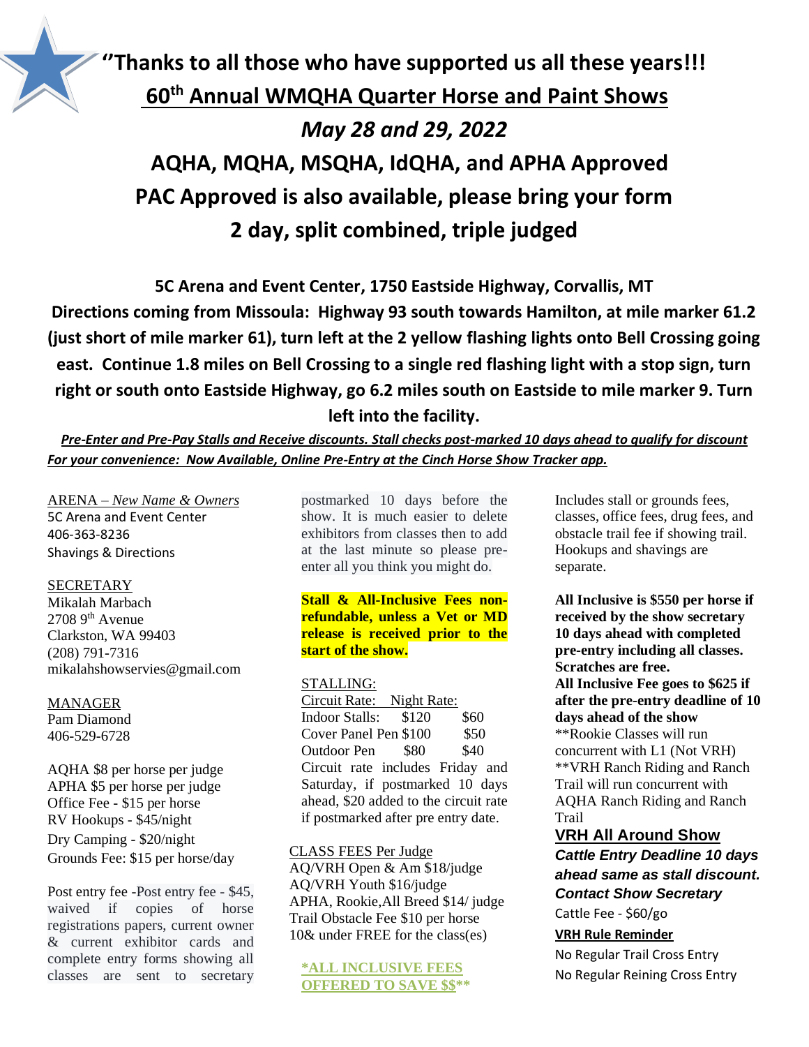# "Thanks to all those who have supported us all these years!!!

## 60th Annual WMQHA Quarter Horse and Paint Shows

## *May 28 and 29, 2022*

## AQHA, MQHA, MSQHA, IdQHA, and APHA Approved

## PAC Approved is also available, please bring your form

## 2 day, split combined, triple judged

**5C Arena and Event Center, 1750 Eastside Highway, Corvallis, MT**

**Directions coming from Missoula: Highway 93 south towards Hamilton, at mile marker 61.2 (just short of mile marker 61), turn left at the 2 yellow flashing lights onto Bell Crossing going east. Continue 1.8 miles on Bell Crossing to a single red flashing light with a stop sign, turn right or south onto Eastside Highway, go 6.2 miles south on Eastside to mile marker 9. Turn left into the facility.**

***Pre-Enter and Pre-Pay Stalls and Receive discounts. Stall checks post-marked 10 days ahead to qualify for discount***

***For your convenience: Now Available, Online Pre-Entry at the Cinch Horse Show Tracker app.***

ARENA – *New Name & Owners*
5C Arena and Event Center
406-363-8236
Shavings & Directions

SECRETARY
Mikalah Marbach
2708 9th Avenue
Clarkston, WA 99403
(208) 791-7316
mikalahshowservies@gmail.com

MANAGER
Pam Diamond
406-529-6728

AQHA $8 per horse per judge
APHA $5 per horse per judge
Office Fee - $15 per horse
RV Hookups - $45/night
Dry Camping - $20/night
Grounds Fee: $15 per horse/day

Post entry fee -Post entry fee - $45, waived if copies of horse registrations papers, current owner & current exhibitor cards and complete entry forms showing all classes are sent to secretary postmarked 10 days before the show. It is much easier to delete exhibitors from classes then to add at the last minute so please pre-enter all you think you might do.

**Stall & All-Inclusive Fees non-refundable, unless a Vet or MD release is received prior to the start of the show.**

STALLING:

| Circuit Rate: | | Night Rate: |
|---|---|---|
| Indoor Stalls: | $120 | $60 |
| Cover Panel Pen | $100 | $50 |
| Outdoor Pen | $80 | $40 |

Circuit rate includes Friday and Saturday, if postmarked 10 days ahead, $20 added to the circuit rate if postmarked after pre entry date.

CLASS FEES Per Judge
AQ/VRH Open & Am $18/judge
AQ/VRH Youth $16/judge
APHA, Rookie,All Breed $14/ judge
Trail Obstacle Fee $10 per horse
10& under FREE for the class(es)

**\*ALL INCLUSIVE FEES OFFERED TO SAVE $$\*\***

Includes stall or grounds fees, classes, office fees, drug fees, and obstacle trail fee if showing trail. Hookups and shavings are separate.

**All Inclusive is $550 per horse if received by the show secretary 10 days ahead with completed pre-entry including all classes. Scratches are free.**
**All Inclusive Fee goes to $625 if after the pre-entry deadline of 10 days ahead of the show**

**Rookie Classes will run concurrent with L1 (Not VRH)
**VRH Ranch Riding and Ranch Trail will run concurrent with AQHA Ranch Riding and Ranch Trail

### VRH All Around Show

***Cattle Entry Deadline 10 days ahead same as stall discount. Contact Show Secretary***

Cattle Fee - $60/go

**VRH Rule Reminder**

No Regular Trail Cross Entry
No Regular Reining Cross Entry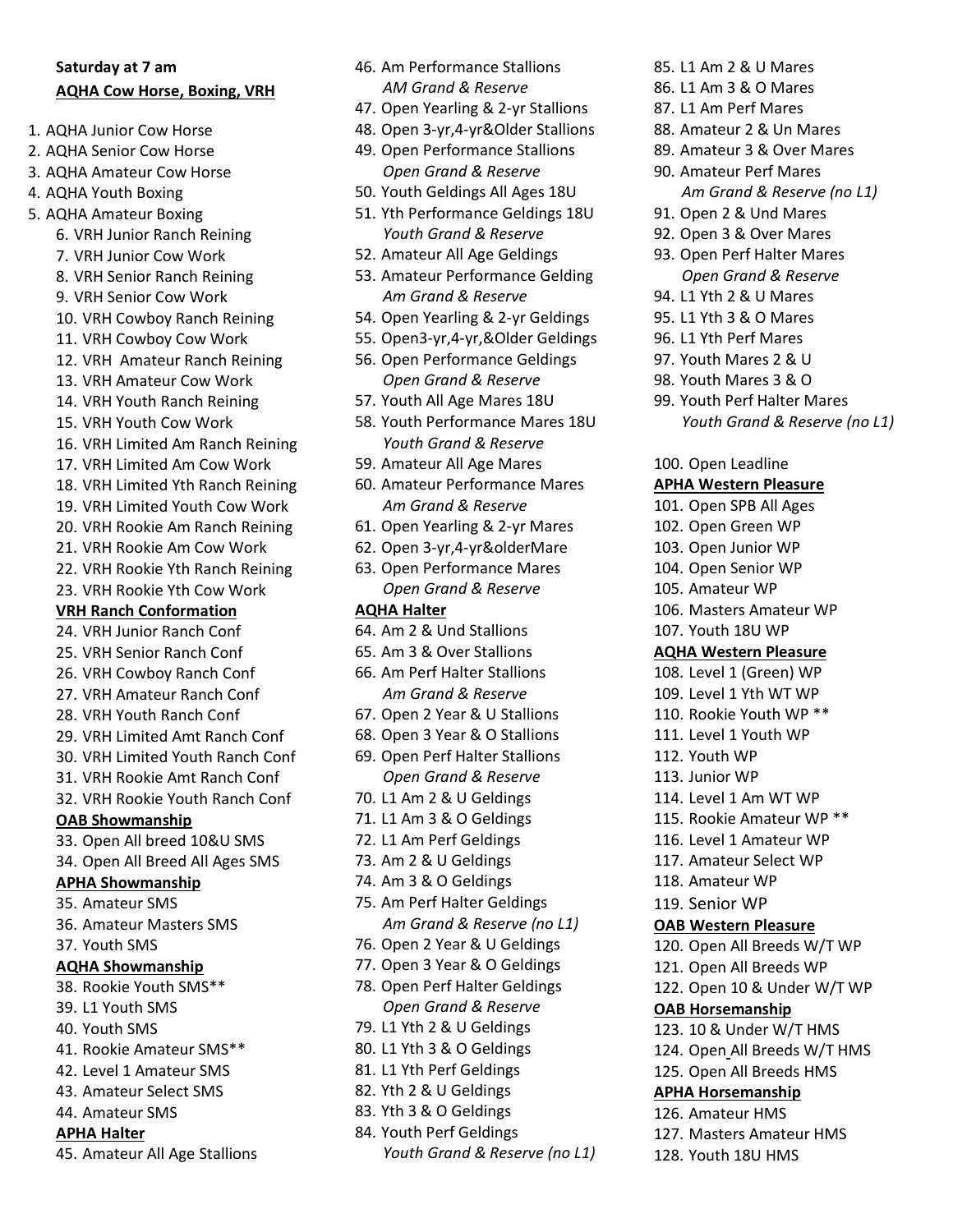**Saturday at 7 am**

**AQHA Cow Horse, Boxing, VRH**

1. AQHA Junior Cow Horse
2. AQHA Senior Cow Horse
3. AQHA Amateur Cow Horse
4. AQHA Youth Boxing
5. AQHA Amateur Boxing
6. VRH Junior Ranch Reining
7. VRH Junior Cow Work
8. VRH Senior Ranch Reining
9. VRH Senior Cow Work
10. VRH Cowboy Ranch Reining
11. VRH Cowboy Cow Work
12. VRH Amateur Ranch Reining
13. VRH Amateur Cow Work
14. VRH Youth Ranch Reining
15. VRH Youth Cow Work
16. VRH Limited Am Ranch Reining
17. VRH Limited Am Cow Work
18. VRH Limited Yth Ranch Reining
19. VRH Limited Youth Cow Work
20. VRH Rookie Am Ranch Reining
21. VRH Rookie Am Cow Work
22. VRH Rookie Yth Ranch Reining
23. VRH Rookie Yth Cow Work

**VRH Ranch Conformation**

24. VRH Junior Ranch Conf
25. VRH Senior Ranch Conf
26. VRH Cowboy Ranch Conf
27. VRH Amateur Ranch Conf
28. VRH Youth Ranch Conf
29. VRH Limited Amt Ranch Conf
30. VRH Limited Youth Ranch Conf
31. VRH Rookie Amt Ranch Conf
32. VRH Rookie Youth Ranch Conf

**OAB Showmanship**

33. Open All breed 10&U SMS
34. Open All Breed All Ages SMS

**APHA Showmanship**

35. Amateur SMS
36. Amateur Masters SMS
37. Youth SMS

**AQHA Showmanship**

38. Rookie Youth SMS**
39. L1 Youth SMS
40. Youth SMS
41. Rookie Amateur SMS**
42. Level 1 Amateur SMS
43. Amateur Select SMS
44. Amateur SMS

**APHA Halter**

45. Amateur All Age Stallions
46. Am Performance Stallions
    *AM Grand & Reserve*
47. Open Yearling & 2-yr Stallions
48. Open 3-yr,4-yr&Older Stallions
49. Open Performance Stallions
    *Open Grand & Reserve*
50. Youth Geldings All Ages 18U
51. Yth Performance Geldings 18U
    *Youth Grand & Reserve*
52. Amateur All Age Geldings
53. Amateur Performance Gelding
    *Am Grand & Reserve*
54. Open Yearling & 2-yr Geldings
55. Open3-yr,4-yr,&Older Geldings
56. Open Performance Geldings
    *Open Grand & Reserve*
57. Youth All Age Mares 18U
58. Youth Performance Mares 18U
    *Youth Grand & Reserve*
59. Amateur All Age Mares
60. Amateur Performance Mares
    *Am Grand & Reserve*
61. Open Yearling & 2-yr Mares
62. Open 3-yr,4-yr&olderMare
63. Open Performance Mares
    *Open Grand & Reserve*

**AQHA Halter**

64. Am 2 & Und Stallions
65. Am 3 & Over Stallions
66. Am Perf Halter Stallions
    *Am Grand & Reserve*
67. Open 2 Year & U Stallions
68. Open 3 Year & O Stallions
69. Open Perf Halter Stallions
    *Open Grand & Reserve*
70. L1 Am 2 & U Geldings
71. L1 Am 3 & O Geldings
72. L1 Am Perf Geldings
73. Am 2 & U Geldings
74. Am 3 & O Geldings
75. Am Perf Halter Geldings
    *Am Grand & Reserve (no L1)*
76. Open 2 Year & U Geldings
77. Open 3 Year & O Geldings
78. Open Perf Halter Geldings
    *Open Grand & Reserve*
79. L1 Yth 2 & U Geldings
80. L1 Yth 3 & O Geldings
81. L1 Yth Perf Geldings
82. Yth 2 & U Geldings
83. Yth 3 & O Geldings
84. Youth Perf Geldings
    *Youth Grand & Reserve (no L1)*
85. L1 Am 2 & U Mares
86. L1 Am 3 & O Mares
87. L1 Am Perf Mares
88. Amateur 2 & Un Mares
89. Amateur 3 & Over Mares
90. Amateur Perf Mares
    *Am Grand & Reserve (no L1)*
91. Open 2 & Und Mares
92. Open 3 & Over Mares
93. Open Perf Halter Mares
    *Open Grand & Reserve*
94. L1 Yth 2 & U Mares
95. L1 Yth 3 & O Mares
96. L1 Yth Perf Mares
97. Youth Mares 2 & U
98. Youth Mares 3 & O
99. Youth Perf Halter Mares
    *Youth Grand & Reserve (no L1)*

100. Open Leadline

**APHA Western Pleasure**

101. Open SPB All Ages
102. Open Green WP
103. Open Junior WP
104. Open Senior WP
105. Amateur WP
106. Masters Amateur WP
107. Youth 18U WP

**AQHA Western Pleasure**

108. Level 1 (Green) WP
109. Level 1 Yth WT WP
110. Rookie Youth WP **
111. Level 1 Youth WP
112. Youth WP
113. Junior WP
114. Level 1 Am WT WP
115. Rookie Amateur WP **
116. Level 1 Amateur WP
117. Amateur Select WP
118. Amateur WP
119. Senior WP

**OAB Western Pleasure**

120. Open All Breeds W/T WP
121. Open All Breeds WP
122. Open 10 & Under W/T WP

**OAB Horsemanship**

123. 10 & Under W/T HMS
124. Open All Breeds W/T HMS
125. Open All Breeds HMS

**APHA Horsemanship**

126. Amateur HMS
127. Masters Amateur HMS
128. Youth 18U HMS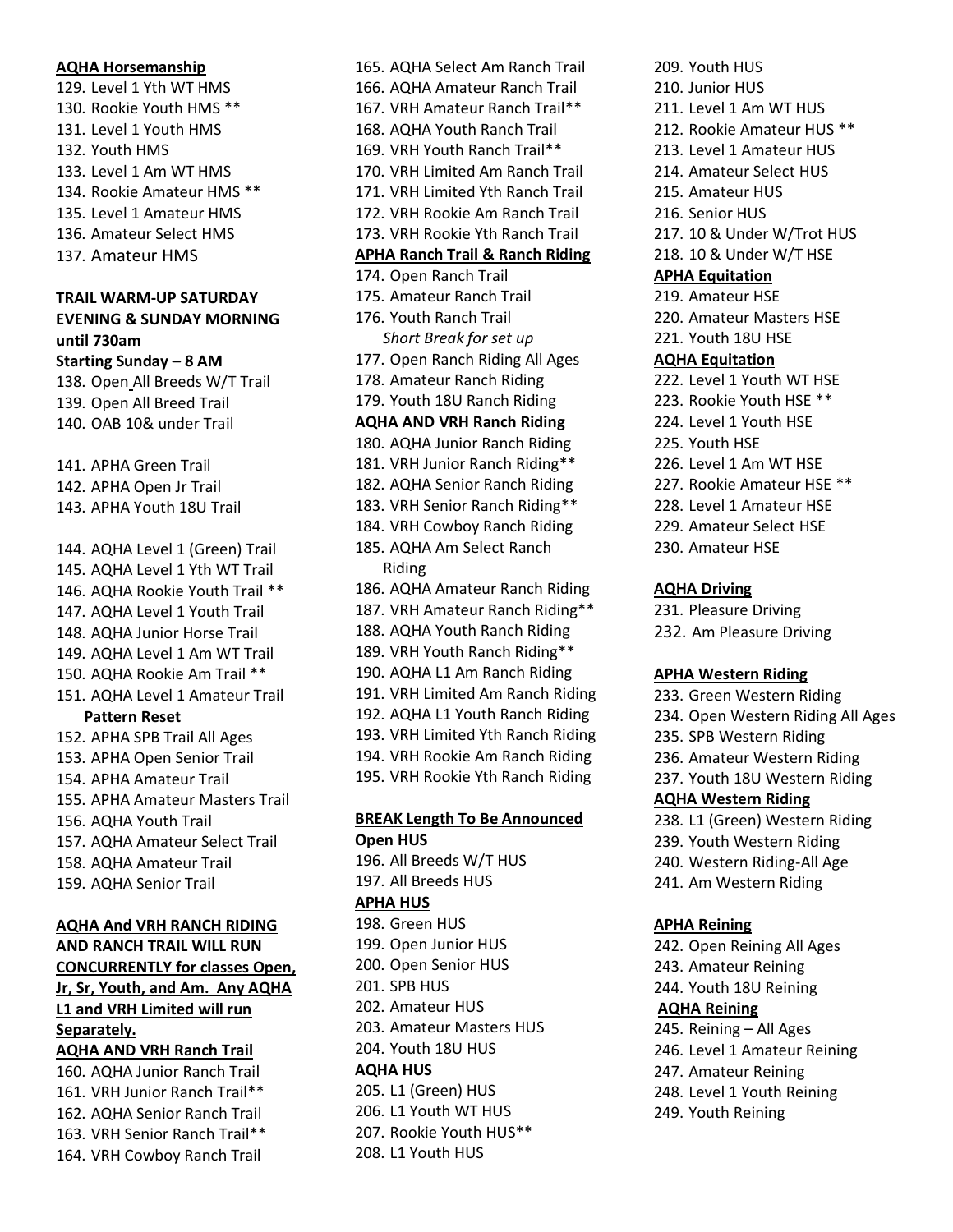**AQHA Horsemanship**

129. Level 1 Yth WT HMS
130. Rookie Youth HMS **
131. Level 1 Youth HMS
132. Youth HMS
133. Level 1 Am WT HMS
134. Rookie Amateur HMS **
135. Level 1 Amateur HMS
136. Amateur Select HMS
137. Amateur HMS

**TRAIL WARM-UP SATURDAY EVENING & SUNDAY MORNING until 730am**

**Starting Sunday – 8 AM**

138. Open All Breeds W/T Trail
139. Open All Breed Trail
140. OAB 10& under Trail

141. APHA Green Trail
142. APHA Open Jr Trail
143. APHA Youth 18U Trail

144. AQHA Level 1 (Green) Trail
145. AQHA Level 1 Yth WT Trail
146. AQHA Rookie Youth Trail **
147. AQHA Level 1 Youth Trail
148. AQHA Junior Horse Trail
149. AQHA Level 1 Am WT Trail
150. AQHA Rookie Am Trail **
151. AQHA Level 1 Amateur Trail

**Pattern Reset**

152. APHA SPB Trail All Ages
153. APHA Open Senior Trail
154. APHA Amateur Trail
155. APHA Amateur Masters Trail
156. AQHA Youth Trail
157. AQHA Amateur Select Trail
158. AQHA Amateur Trail
159. AQHA Senior Trail

**AQHA And VRH RANCH RIDING AND RANCH TRAIL WILL RUN CONCURRENTLY for classes Open, Jr, Sr, Youth, and Am. Any AQHA L1 and VRH Limited will run Separately.**

**AQHA AND VRH Ranch Trail**

160. AQHA Junior Ranch Trail
161. VRH Junior Ranch Trail**
162. AQHA Senior Ranch Trail
163. VRH Senior Ranch Trail**
164. VRH Cowboy Ranch Trail
165. AQHA Select Am Ranch Trail
166. AQHA Amateur Ranch Trail
167. VRH Amateur Ranch Trail**
168. AQHA Youth Ranch Trail
169. VRH Youth Ranch Trail**
170. VRH Limited Am Ranch Trail
171. VRH Limited Yth Ranch Trail
172. VRH Rookie Am Ranch Trail
173. VRH Rookie Yth Ranch Trail

**APHA Ranch Trail & Ranch Riding**

174. Open Ranch Trail
175. Amateur Ranch Trail
176. Youth Ranch Trail

*Short Break for set up*

177. Open Ranch Riding All Ages
178. Amateur Ranch Riding
179. Youth 18U Ranch Riding

**AQHA AND VRH Ranch Riding**

180. AQHA Junior Ranch Riding
181. VRH Junior Ranch Riding**
182. AQHA Senior Ranch Riding
183. VRH Senior Ranch Riding**
184. VRH Cowboy Ranch Riding
185. AQHA Am Select Ranch Riding
186. AQHA Amateur Ranch Riding
187. VRH Amateur Ranch Riding**
188. AQHA Youth Ranch Riding
189. VRH Youth Ranch Riding**
190. AQHA L1 Am Ranch Riding
191. VRH Limited Am Ranch Riding
192. AQHA L1 Youth Ranch Riding
193. VRH Limited Yth Ranch Riding
194. VRH Rookie Am Ranch Riding
195. VRH Rookie Yth Ranch Riding

**BREAK Length To Be Announced**

**Open HUS**

196. All Breeds W/T HUS
197. All Breeds HUS

**APHA HUS**

198. Green HUS
199. Open Junior HUS
200. Open Senior HUS
201. SPB HUS
202. Amateur HUS
203. Amateur Masters HUS
204. Youth 18U HUS

**AQHA HUS**

205. L1 (Green) HUS
206. L1 Youth WT HUS
207. Rookie Youth HUS**
208. L1 Youth HUS
209. Youth HUS
210. Junior HUS
211. Level 1 Am WT HUS
212. Rookie Amateur HUS **
213. Level 1 Amateur HUS
214. Amateur Select HUS
215. Amateur HUS
216. Senior HUS
217. 10 & Under W/Trot HUS
218. 10 & Under W/T HSE

**APHA Equitation**

219. Amateur HSE
220. Amateur Masters HSE
221. Youth 18U HSE

**AQHA Equitation**

222. Level 1 Youth WT HSE
223. Rookie Youth HSE **
224. Level 1 Youth HSE
225. Youth HSE
226. Level 1 Am WT HSE
227. Rookie Amateur HSE **
228. Level 1 Amateur HSE
229. Amateur Select HSE
230. Amateur HSE

**AQHA Driving**

231. Pleasure Driving
232. Am Pleasure Driving

**APHA Western Riding**

233. Green Western Riding
234. Open Western Riding All Ages
235. SPB Western Riding
236. Amateur Western Riding
237. Youth 18U Western Riding

**AQHA Western Riding**

238. L1 (Green) Western Riding
239. Youth Western Riding
240. Western Riding-All Age
241. Am Western Riding

**APHA Reining**

242. Open Reining All Ages
243. Amateur Reining
244. Youth 18U Reining

**AQHA Reining**

245. Reining – All Ages
246. Level 1 Amateur Reining
247. Amateur Reining
248. Level 1 Youth Reining
249. Youth Reining